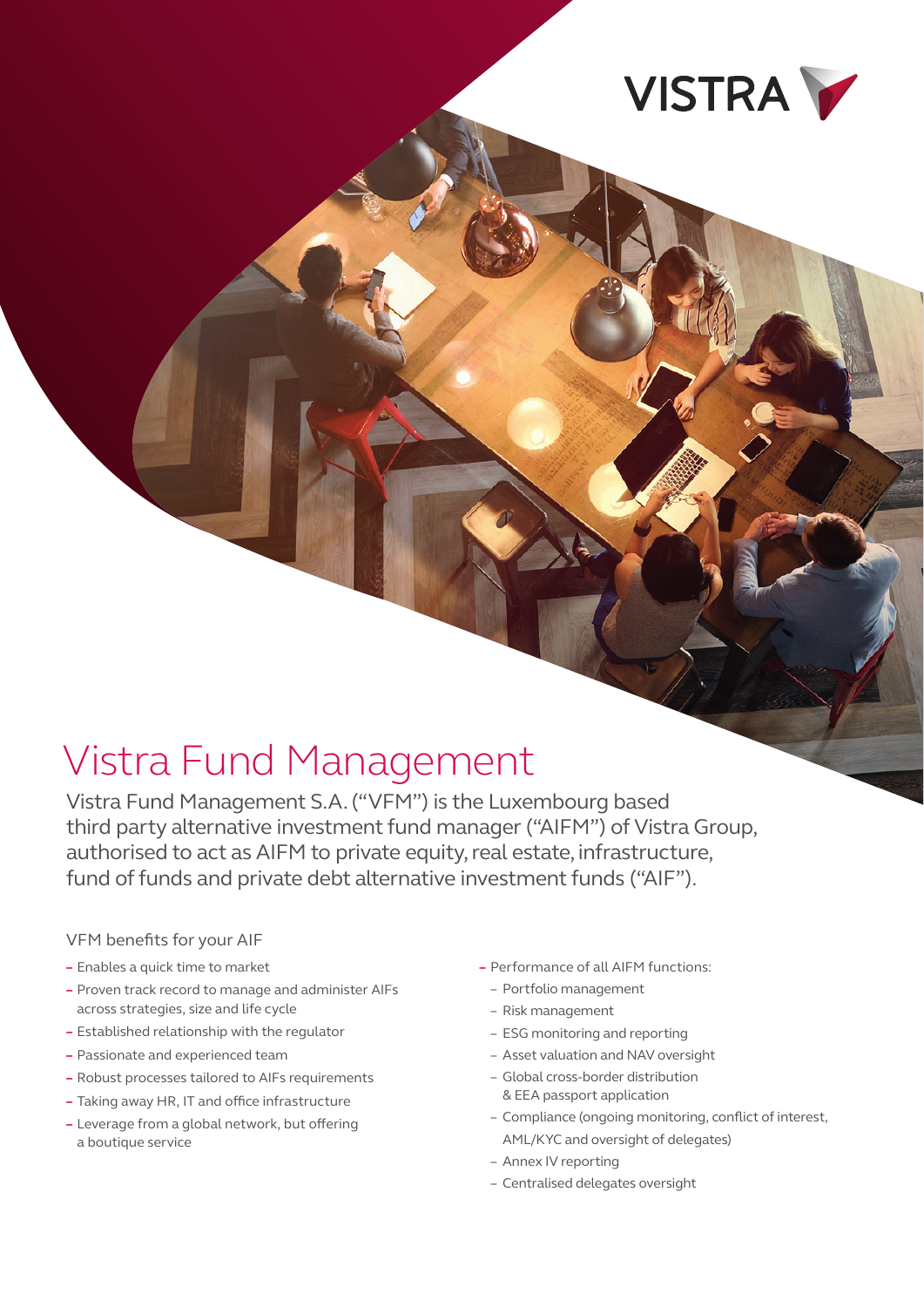VISTRA

# Vistra Fund Management

Vistra Fund Management S.A. ("VFM") is the Luxembourg based third party alternative investment fund manager ("AIFM") of Vistra Group, authorised to act as AIFM to private equity, real estate, infrastructure, fund of funds and private debt alternative investment funds ("AIF").

## VFM benefits for your AIF

- Enables a quick time to market
- Proven track record to manage and administer AIFs across strategies, size and life cycle
- Established relationship with the regulator
- Passionate and experienced team
- Robust processes tailored to AIFs requirements
- Taking away HR, IT and office infrastructure
- Leverage from a global network, but offering a boutique service
- Performance of all AIFM functions:
  - Portfolio management
  - Risk management
  - ESG monitoring and reporting
  - Asset valuation and NAV oversight
  - Global cross-border distribution & EEA passport application
  - Compliance (ongoing monitoring, conflict of interest, AML/KYC and oversight of delegates)
  - Annex IV reporting
  - Centralised delegates oversight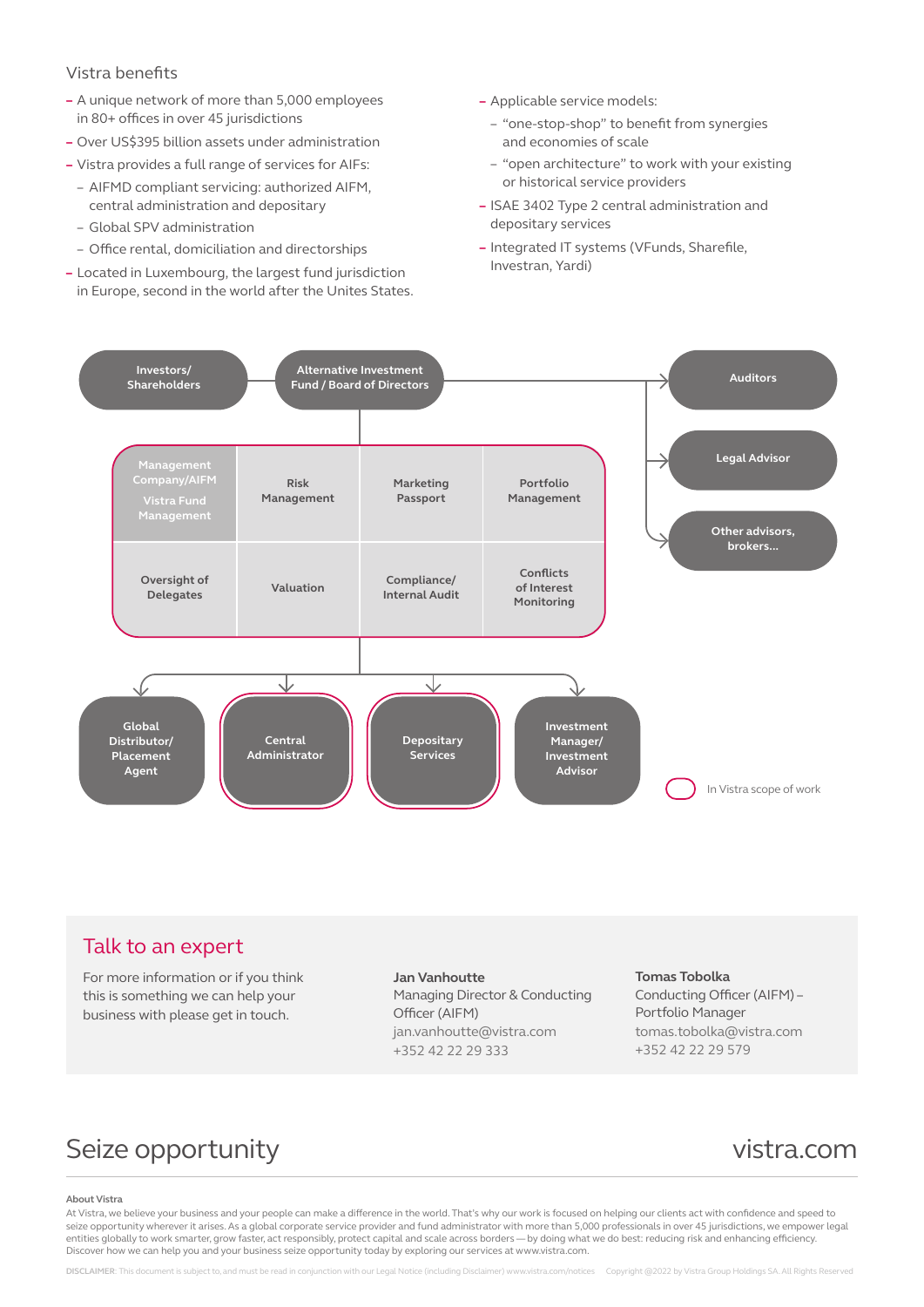## Vistra benefits

- A unique network of more than 5,000 employees in 80+ offices in over 45 jurisdictions
- Over US$395 billion assets under administration
- Vistra provides a full range of services for AIFs:
  - AIFMD compliant servicing: authorized AIFM, central administration and depositary
  - Global SPV administration
  - Office rental, domiciliation and directorships
- Located in Luxembourg, the largest fund jurisdiction in Europe, second in the world after the Unites States.
- Applicable service models:
  - "one-stop-shop" to benefit from synergies and economies of scale
  - "open architecture" to work with your existing or historical service providers
- ISAE 3402 Type 2 central administration and depositary services
- Integrated IT systems (VFunds, Sharefile, Investran, Yardi)

Investors/ Shareholders

Alternative Investment Fund / Board of Directors

Auditors

Legal Advisor

Other advisors, brokers...

Management Company/AIFM

Vistra Fund Management

Risk Management

Marketing Passport

Portfolio Management

Oversight of Delegates

Valuation

Compliance/ Internal Audit

Conflicts of Interest Monitoring

Global Distributor/ Placement Agent

Central Administrator

Depositary Services

Investment Manager/ Investment Advisor

In Vistra scope of work

## Talk to an expert

For more information or if you think this is something we can help your business with please get in touch.

**Jan Vanhoutte**
Managing Director & Conducting Officer (AIFM)
jan.vanhoutte@vistra.com
+352 42 22 29 333

**Tomas Tobolka**
Conducting Officer (AIFM) – Portfolio Manager
tomas.tobolka@vistra.com
+352 42 22 29 579

# Seize opportunity

vistra.com

**About Vistra**
At Vistra, we believe your business and your people can make a difference in the world. That's why our work is focused on helping our clients act with confidence and speed to seize opportunity wherever it arises. As a global corporate service provider and fund administrator with more than 5,000 professionals in over 45 jurisdictions, we empower legal entities globally to work smarter, grow faster, act responsibly, protect capital and scale across borders — by doing what we do best: reducing risk and enhancing efficiency. Discover how we can help you and your business seize opportunity today by exploring our services at www.vistra.com.

DISCLAIMER: This document is subject to, and must be read in conjunction with our Legal Notice (including Disclaimer) www.vistra.com/notices   Copyright @2022 by Vistra Group Holdings SA. All Rights Reserved